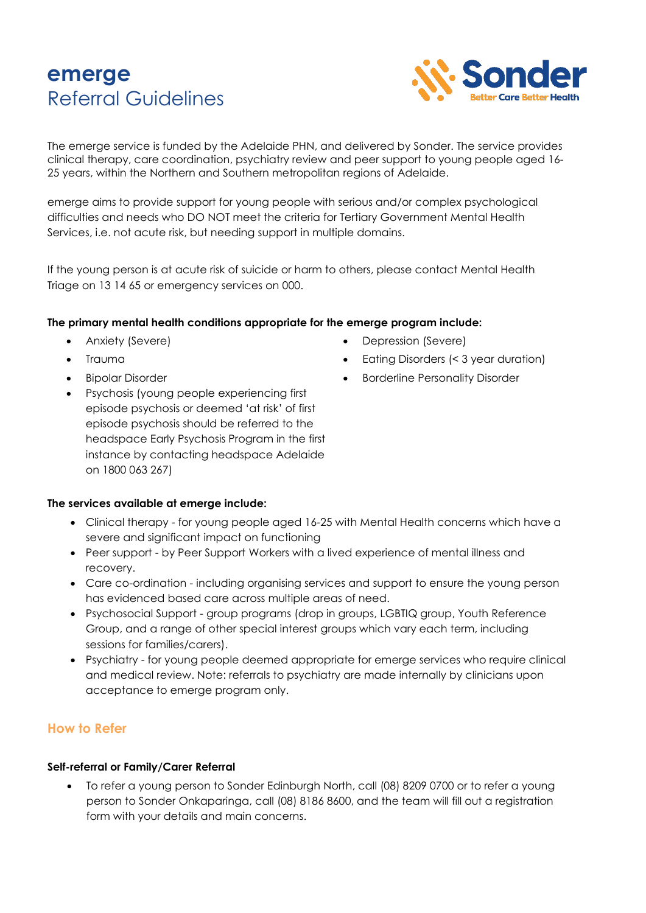# **emerge**
# Referral Guidelines

The emerge service is funded by the Adelaide PHN, and delivered by Sonder. The service provides clinical therapy, care coordination, psychiatry review and peer support to young people aged 16-25 years, within the Northern and Southern metropolitan regions of Adelaide.

emerge aims to provide support for young people with serious and/or complex psychological difficulties and needs who DO NOT meet the criteria for Tertiary Government Mental Health Services, i.e. not acute risk, but needing support in multiple domains.

If the young person is at acute risk of suicide or harm to others, please contact Mental Health Triage on 13 14 65 or emergency services on 000.

**The primary mental health conditions appropriate for the emerge program include:**

- Anxiety (Severe)
- Trauma
- Bipolar Disorder
- Psychosis (young people experiencing first episode psychosis or deemed 'at risk' of first episode psychosis should be referred to the headspace Early Psychosis Program in the first instance by contacting headspace Adelaide on 1800 063 267)
- Depression (Severe)
- Eating Disorders (< 3 year duration)
- Borderline Personality Disorder

**The services available at emerge include:**

- Clinical therapy - for young people aged 16-25 with Mental Health concerns which have a severe and significant impact on functioning
- Peer support - by Peer Support Workers with a lived experience of mental illness and recovery.
- Care co-ordination - including organising services and support to ensure the young person has evidenced based care across multiple areas of need.
- Psychosocial Support - group programs (drop in groups, LGBTIQ group, Youth Reference Group, and a range of other special interest groups which vary each term, including sessions for families/carers).
- Psychiatry - for young people deemed appropriate for emerge services who require clinical and medical review. Note: referrals to psychiatry are made internally by clinicians upon acceptance to emerge program only.

## How to Refer

**Self-referral or Family/Carer Referral**

- To refer a young person to Sonder Edinburgh North, call (08) 8209 0700 or to refer a young person to Sonder Onkaparinga, call (08) 8186 8600, and the team will fill out a registration form with your details and main concerns.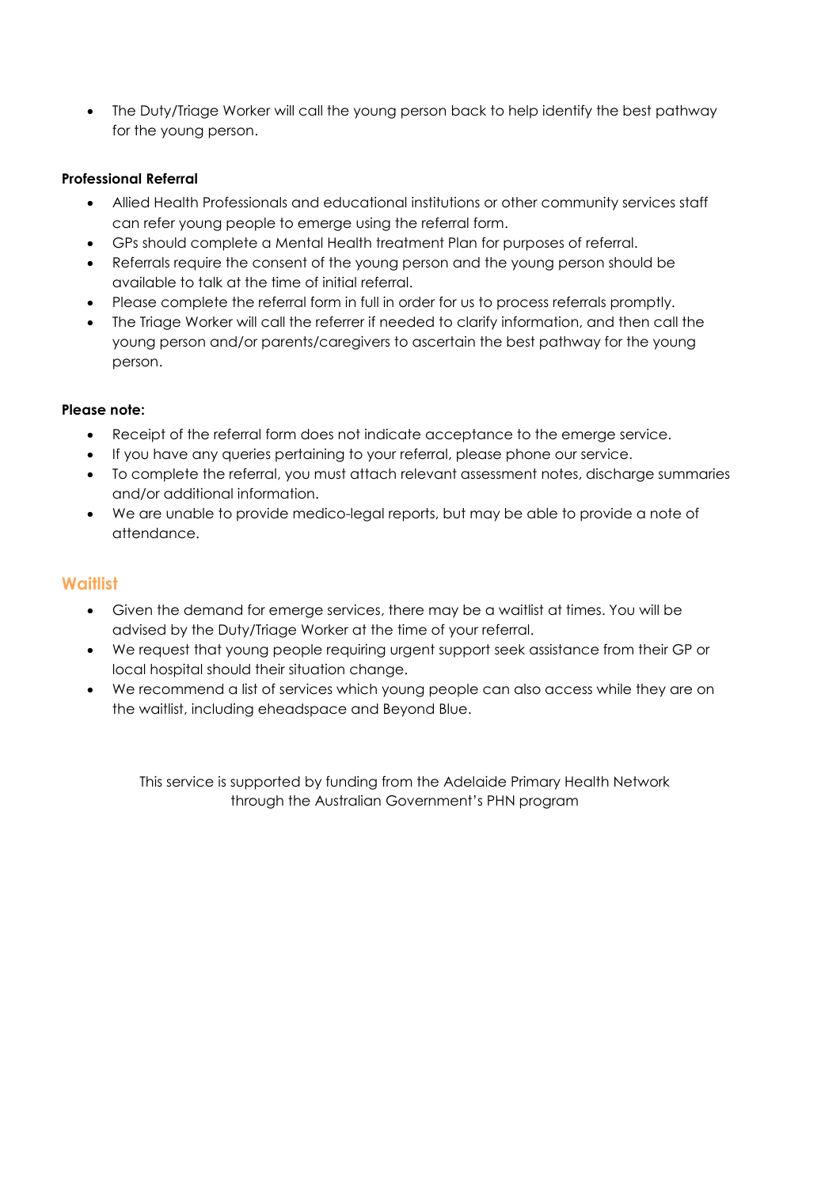- The Duty/Triage Worker will call the young person back to help identify the best pathway for the young person.

**Professional Referral**

- Allied Health Professionals and educational institutions or other community services staff can refer young people to emerge using the referral form.
- GPs should complete a Mental Health treatment Plan for purposes of referral.
- Referrals require the consent of the young person and the young person should be available to talk at the time of initial referral.
- Please complete the referral form in full in order for us to process referrals promptly.
- The Triage Worker will call the referrer if needed to clarify information, and then call the young person and/or parents/caregivers to ascertain the best pathway for the young person.

**Please note:**

- Receipt of the referral form does not indicate acceptance to the emerge service.
- If you have any queries pertaining to your referral, please phone our service.
- To complete the referral, you must attach relevant assessment notes, discharge summaries and/or additional information.
- We are unable to provide medico-legal reports, but may be able to provide a note of attendance.

## Waitlist

- Given the demand for emerge services, there may be a waitlist at times. You will be advised by the Duty/Triage Worker at the time of your referral.
- We request that young people requiring urgent support seek assistance from their GP or local hospital should their situation change.
- We recommend a list of services which young people can also access while they are on the waitlist, including eheadspace and Beyond Blue.

This service is supported by funding from the Adelaide Primary Health Network through the Australian Government's PHN program